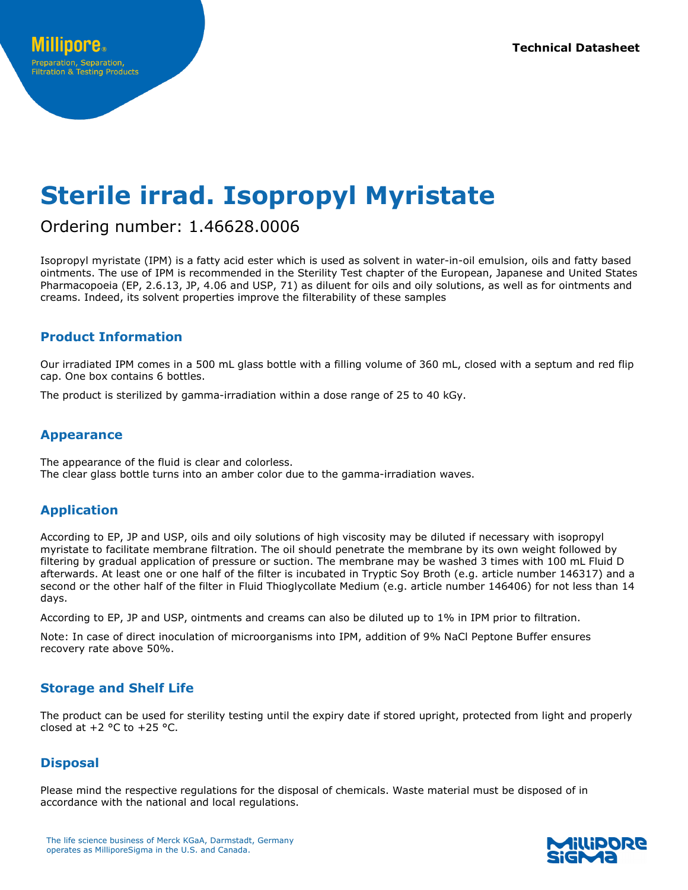# Sterile irrad. Isopropyl Myristate

Ordering number: 1.46628.0006

Isopropyl myristate (IPM) is a fatty acid ester which is used as solvent in water-in-oil emulsion, oils and fatty based ointments. The use of IPM is recommended in the Sterility Test chapter of the European, Japanese and United States Pharmacopoeia (EP, 2.6.13, JP, 4.06 and USP, 71) as diluent for oils and oily solutions, as well as for ointments and creams. Indeed, its solvent properties improve the filterability of these samples

## Product Information

Our irradiated IPM comes in a 500 mL glass bottle with a filling volume of 360 mL, closed with a septum and red flip cap. One box contains 6 bottles.

The product is sterilized by gamma-irradiation within a dose range of 25 to 40 kGy.

## Appearance

The appearance of the fluid is clear and colorless.
The clear glass bottle turns into an amber color due to the gamma-irradiation waves.

## Application

According to EP, JP and USP, oils and oily solutions of high viscosity may be diluted if necessary with isopropyl myristate to facilitate membrane filtration. The oil should penetrate the membrane by its own weight followed by filtering by gradual application of pressure or suction. The membrane may be washed 3 times with 100 mL Fluid D afterwards. At least one or one half of the filter is incubated in Tryptic Soy Broth (e.g. article number 146317) and a second or the other half of the filter in Fluid Thioglycollate Medium (e.g. article number 146406) for not less than 14 days.

According to EP, JP and USP, ointments and creams can also be diluted up to 1% in IPM prior to filtration.

Note: In case of direct inoculation of microorganisms into IPM, addition of 9% NaCl Peptone Buffer ensures recovery rate above 50%.

## Storage and Shelf Life

The product can be used for sterility testing until the expiry date if stored upright, protected from light and properly closed at +2 °C to +25 °C.

## Disposal

Please mind the respective regulations for the disposal of chemicals. Waste material must be disposed of in accordance with the national and local regulations.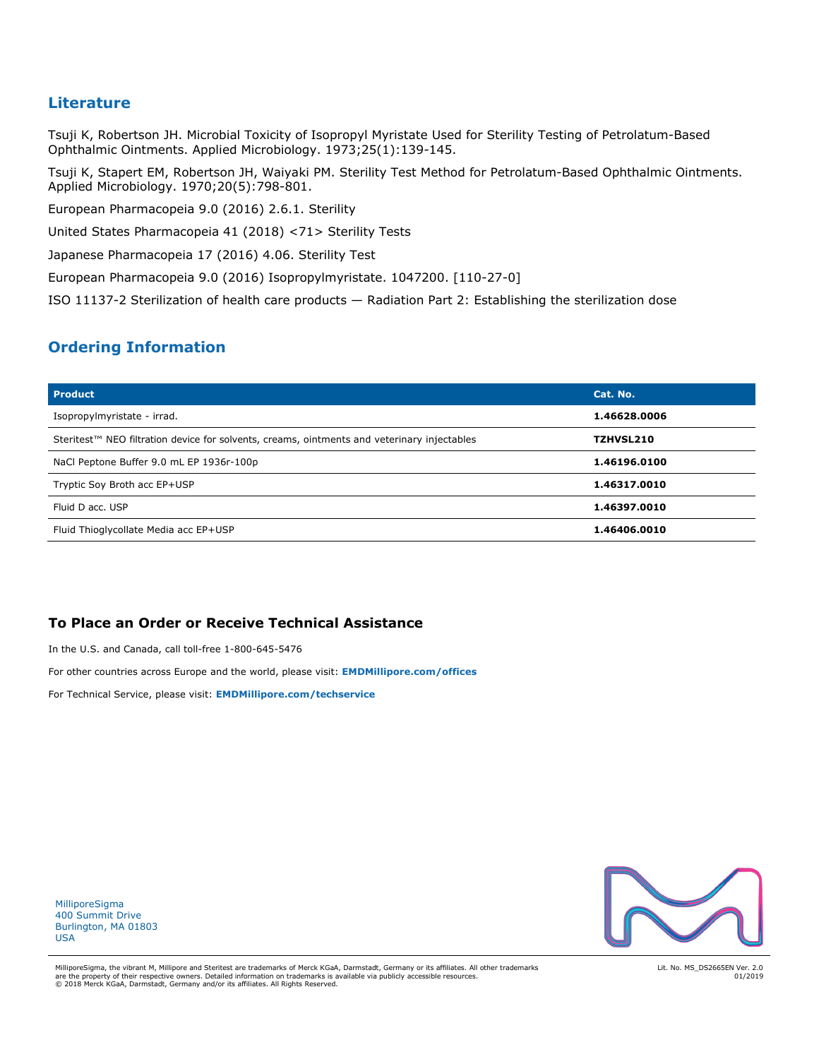## Literature

Tsuji K, Robertson JH. Microbial Toxicity of Isopropyl Myristate Used for Sterility Testing of Petrolatum-Based Ophthalmic Ointments. Applied Microbiology. 1973;25(1):139-145.

Tsuji K, Stapert EM, Robertson JH, Waiyaki PM. Sterility Test Method for Petrolatum-Based Ophthalmic Ointments. Applied Microbiology. 1970;20(5):798-801.

European Pharmacopeia 9.0 (2016) 2.6.1. Sterility

United States Pharmacopeia 41 (2018) <71> Sterility Tests

Japanese Pharmacopeia 17 (2016) 4.06. Sterility Test

European Pharmacopeia 9.0 (2016) Isopropylmyristate. 1047200. [110-27-0]

ISO 11137-2 Sterilization of health care products — Radiation Part 2: Establishing the sterilization dose

## Ordering Information

| Product | Cat. No. |
|---|---|
| Isopropylmyristate - irrad. | **1.46628.0006** |
| Steritest™ NEO filtration device for solvents, creams, ointments and veterinary injectables | **TZHVSL210** |
| NaCl Peptone Buffer 9.0 mL EP 1936r-100p | **1.46196.0100** |
| Tryptic Soy Broth acc EP+USP | **1.46317.0010** |
| Fluid D acc. USP | **1.46397.0010** |
| Fluid Thioglycollate Media acc EP+USP | **1.46406.0010** |

### To Place an Order or Receive Technical Assistance

In the U.S. and Canada, call toll-free 1-800-645-5476

For other countries across Europe and the world, please visit: **EMDMillipore.com/offices**

For Technical Service, please visit: **EMDMillipore.com/techservice**

MilliporeSigma
400 Summit Drive
Burlington, MA 01803
USA

MilliporeSigma, the vibrant M, Millipore and Steritest are trademarks of Merck KGaA, Darmstadt, Germany or its affiliates. All other trademarks are the property of their respective owners. Detailed information on trademarks is available via publicly accessible resources.
© 2018 Merck KGaA, Darmstadt, Germany and/or its affiliates. All Rights Reserved.

Lit. No. MS_DS2665EN Ver. 2.0
01/2019